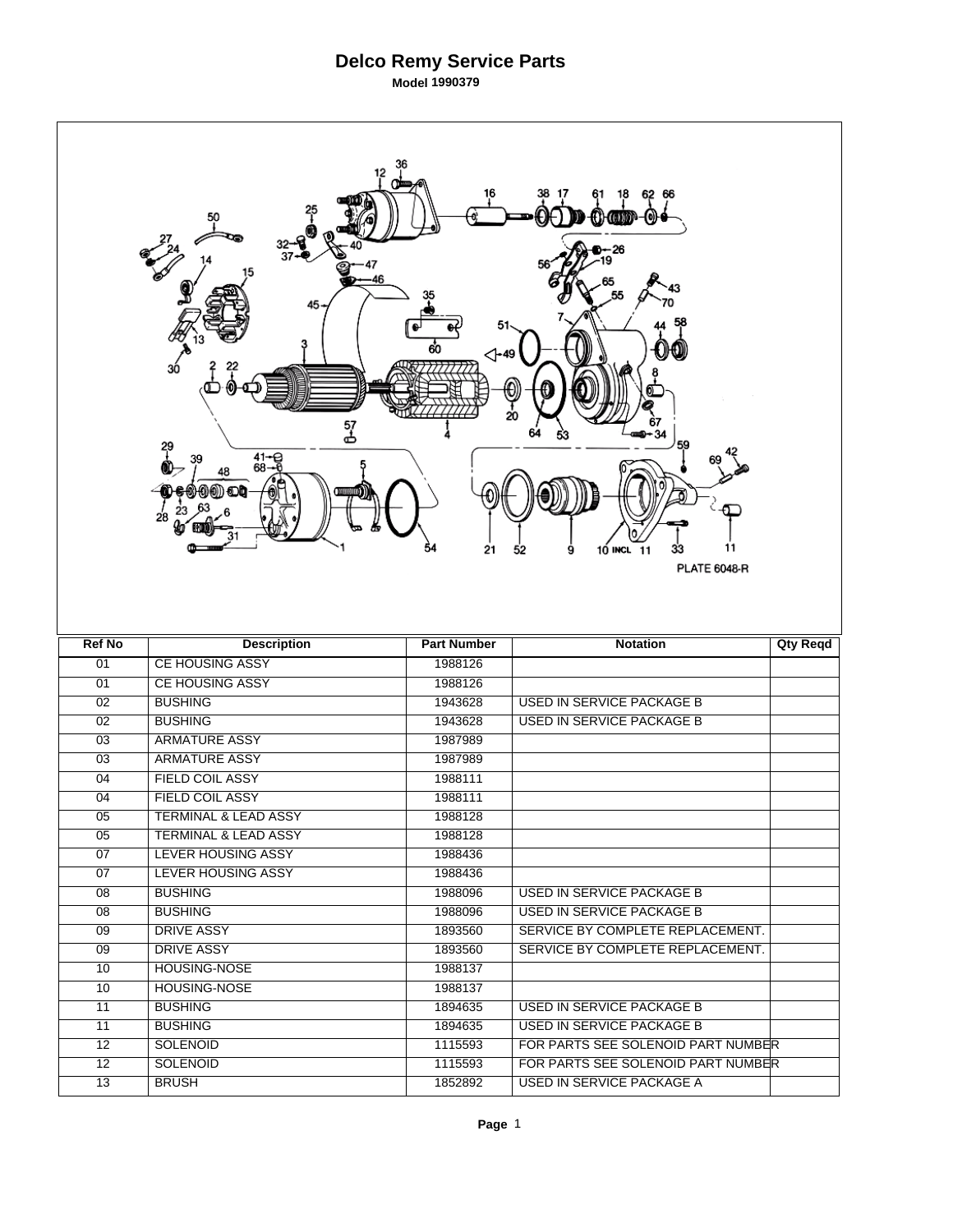# Delco Remy Service Parts

**Model 1990379**

| Ref No | Description | Part Number | Notation | Qty Reqd |
|---|---|---|---|---|
| 01 | CE HOUSING ASSY | 1988126 | | |
| 01 | CE HOUSING ASSY | 1988126 | | |
| 02 | BUSHING | 1943628 | USED IN SERVICE PACKAGE B | |
| 02 | BUSHING | 1943628 | USED IN SERVICE PACKAGE B | |
| 03 | ARMATURE ASSY | 1987989 | | |
| 03 | ARMATURE ASSY | 1987989 | | |
| 04 | FIELD COIL ASSY | 1988111 | | |
| 04 | FIELD COIL ASSY | 1988111 | | |
| 05 | TERMINAL & LEAD ASSY | 1988128 | | |
| 05 | TERMINAL & LEAD ASSY | 1988128 | | |
| 07 | LEVER HOUSING ASSY | 1988436 | | |
| 07 | LEVER HOUSING ASSY | 1988436 | | |
| 08 | BUSHING | 1988096 | USED IN SERVICE PACKAGE B | |
| 08 | BUSHING | 1988096 | USED IN SERVICE PACKAGE B | |
| 09 | DRIVE ASSY | 1893560 | SERVICE BY COMPLETE REPLACEMENT. | |
| 09 | DRIVE ASSY | 1893560 | SERVICE BY COMPLETE REPLACEMENT. | |
| 10 | HOUSING-NOSE | 1988137 | | |
| 10 | HOUSING-NOSE | 1988137 | | |
| 11 | BUSHING | 1894635 | USED IN SERVICE PACKAGE B | |
| 11 | BUSHING | 1894635 | USED IN SERVICE PACKAGE B | |
| 12 | SOLENOID | 1115593 | FOR PARTS SEE SOLENOID PART NUMBER | |
| 12 | SOLENOID | 1115593 | FOR PARTS SEE SOLENOID PART NUMBER | |
| 13 | BRUSH | 1852892 | USED IN SERVICE PACKAGE A | |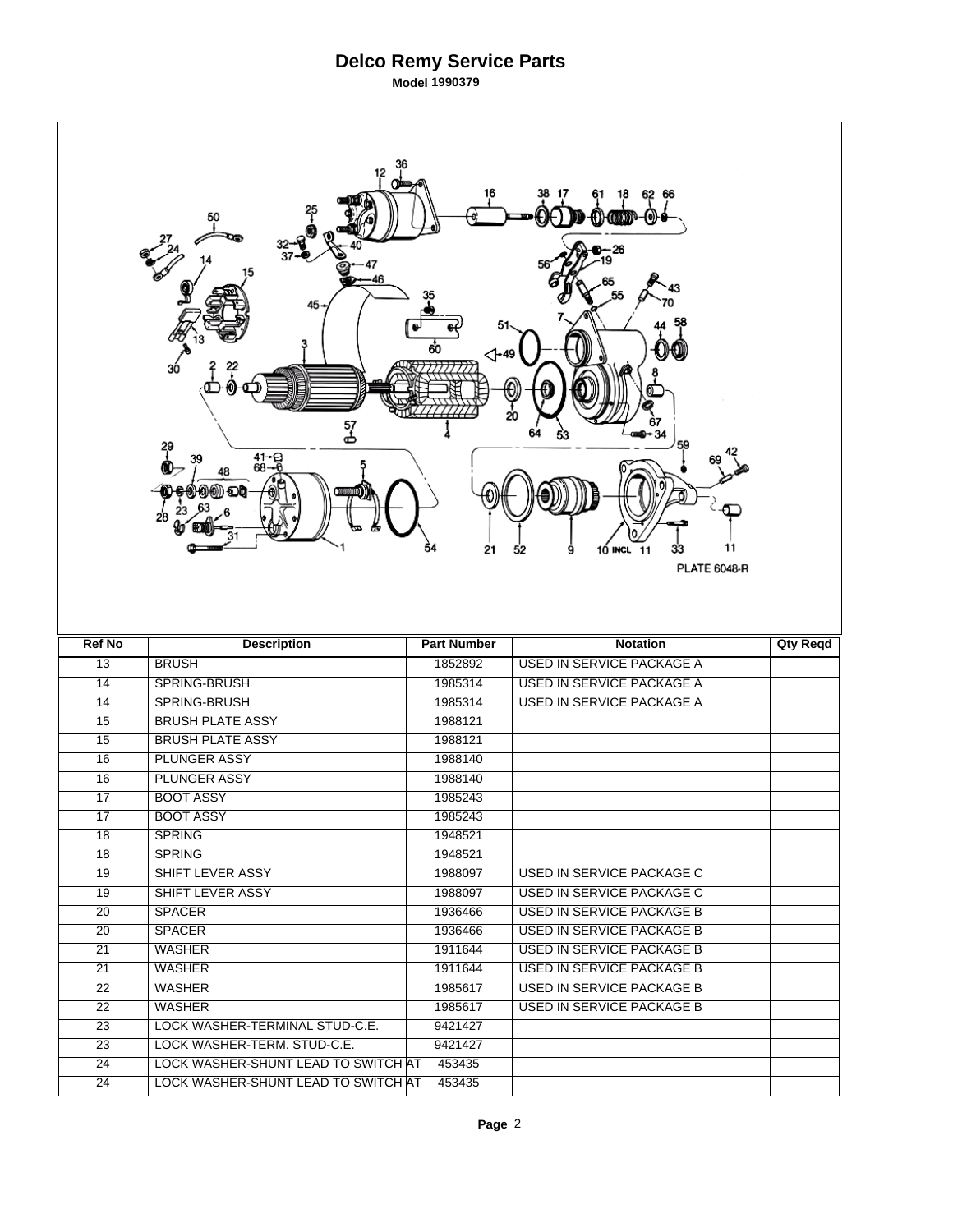# Delco Remy Service Parts

**Model 1990379**

PLATE 6048-R

| Ref No | Description | Part Number | Notation | Qty Reqd |
|---|---|---|---|---|
| 13 | BRUSH | 1852892 | USED IN SERVICE PACKAGE A | |
| 14 | SPRING-BRUSH | 1985314 | USED IN SERVICE PACKAGE A | |
| 14 | SPRING-BRUSH | 1985314 | USED IN SERVICE PACKAGE A | |
| 15 | BRUSH PLATE ASSY | 1988121 | | |
| 15 | BRUSH PLATE ASSY | 1988121 | | |
| 16 | PLUNGER ASSY | 1988140 | | |
| 16 | PLUNGER ASSY | 1988140 | | |
| 17 | BOOT ASSY | 1985243 | | |
| 17 | BOOT ASSY | 1985243 | | |
| 18 | SPRING | 1948521 | | |
| 18 | SPRING | 1948521 | | |
| 19 | SHIFT LEVER ASSY | 1988097 | USED IN SERVICE PACKAGE C | |
| 19 | SHIFT LEVER ASSY | 1988097 | USED IN SERVICE PACKAGE C | |
| 20 | SPACER | 1936466 | USED IN SERVICE PACKAGE B | |
| 20 | SPACER | 1936466 | USED IN SERVICE PACKAGE B | |
| 21 | WASHER | 1911644 | USED IN SERVICE PACKAGE B | |
| 21 | WASHER | 1911644 | USED IN SERVICE PACKAGE B | |
| 22 | WASHER | 1985617 | USED IN SERVICE PACKAGE B | |
| 22 | WASHER | 1985617 | USED IN SERVICE PACKAGE B | |
| 23 | LOCK WASHER-TERMINAL STUD-C.E. | 9421427 | | |
| 23 | LOCK WASHER-TERM. STUD-C.E. | 9421427 | | |
| 24 | LOCK WASHER-SHUNT LEAD TO SWITCH AT | 453435 | | |
| 24 | LOCK WASHER-SHUNT LEAD TO SWITCH AT | 453435 | | |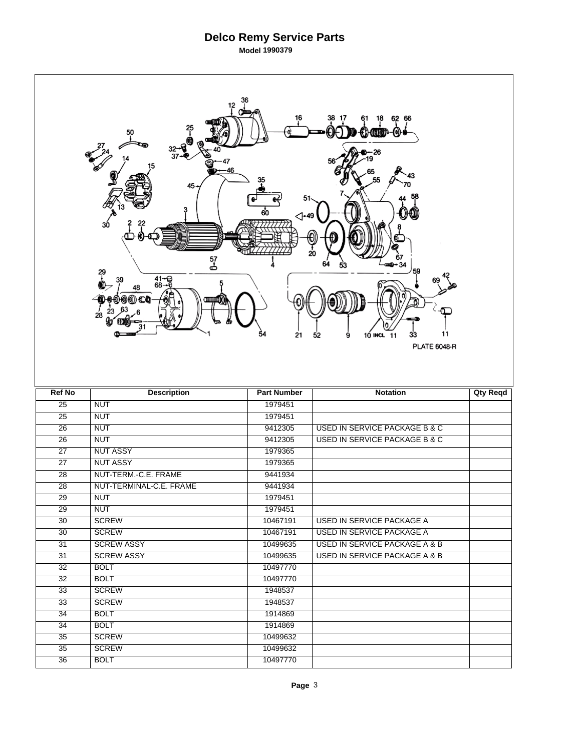# Delco Remy Service Parts

**Model 1990379**

PLATE 6048-R

| Ref No | Description | Part Number | Notation | Qty Reqd |
|---|---|---|---|---|
| 25 | NUT | 1979451 | | |
| 25 | NUT | 1979451 | | |
| 26 | NUT | 9412305 | USED IN SERVICE PACKAGE B & C | |
| 26 | NUT | 9412305 | USED IN SERVICE PACKAGE B & C | |
| 27 | NUT ASSY | 1979365 | | |
| 27 | NUT ASSY | 1979365 | | |
| 28 | NUT-TERM.-C.E. FRAME | 9441934 | | |
| 28 | NUT-TERMINAL-C.E. FRAME | 9441934 | | |
| 29 | NUT | 1979451 | | |
| 29 | NUT | 1979451 | | |
| 30 | SCREW | 10467191 | USED IN SERVICE PACKAGE A | |
| 30 | SCREW | 10467191 | USED IN SERVICE PACKAGE A | |
| 31 | SCREW ASSY | 10499635 | USED IN SERVICE PACKAGE A & B | |
| 31 | SCREW ASSY | 10499635 | USED IN SERVICE PACKAGE A & B | |
| 32 | BOLT | 10497770 | | |
| 32 | BOLT | 10497770 | | |
| 33 | SCREW | 1948537 | | |
| 33 | SCREW | 1948537 | | |
| 34 | BOLT | 1914869 | | |
| 34 | BOLT | 1914869 | | |
| 35 | SCREW | 10499632 | | |
| 35 | SCREW | 10499632 | | |
| 36 | BOLT | 10497770 | | |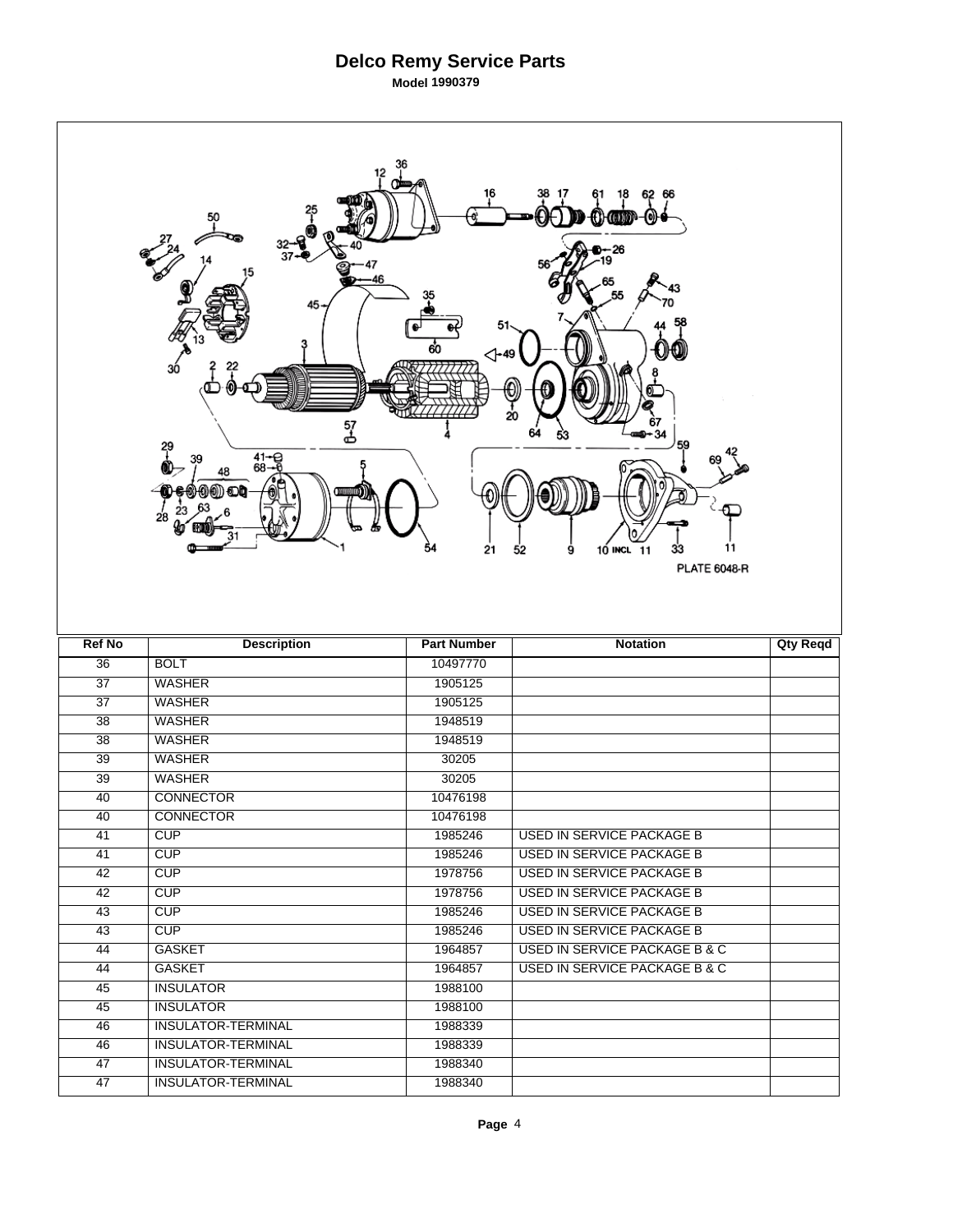# Delco Remy Service Parts

**Model 1990379**

PLATE 6048-R

| Ref No | Description | Part Number | Notation | Qty Reqd |
|---|---|---|---|---|
| 36 | BOLT | 10497770 | | |
| 37 | WASHER | 1905125 | | |
| 37 | WASHER | 1905125 | | |
| 38 | WASHER | 1948519 | | |
| 38 | WASHER | 1948519 | | |
| 39 | WASHER | 30205 | | |
| 39 | WASHER | 30205 | | |
| 40 | CONNECTOR | 10476198 | | |
| 40 | CONNECTOR | 10476198 | | |
| 41 | CUP | 1985246 | USED IN SERVICE PACKAGE B | |
| 41 | CUP | 1985246 | USED IN SERVICE PACKAGE B | |
| 42 | CUP | 1978756 | USED IN SERVICE PACKAGE B | |
| 42 | CUP | 1978756 | USED IN SERVICE PACKAGE B | |
| 43 | CUP | 1985246 | USED IN SERVICE PACKAGE B | |
| 43 | CUP | 1985246 | USED IN SERVICE PACKAGE B | |
| 44 | GASKET | 1964857 | USED IN SERVICE PACKAGE B & C | |
| 44 | GASKET | 1964857 | USED IN SERVICE PACKAGE B & C | |
| 45 | INSULATOR | 1988100 | | |
| 45 | INSULATOR | 1988100 | | |
| 46 | INSULATOR-TERMINAL | 1988339 | | |
| 46 | INSULATOR-TERMINAL | 1988339 | | |
| 47 | INSULATOR-TERMINAL | 1988340 | | |
| 47 | INSULATOR-TERMINAL | 1988340 | | |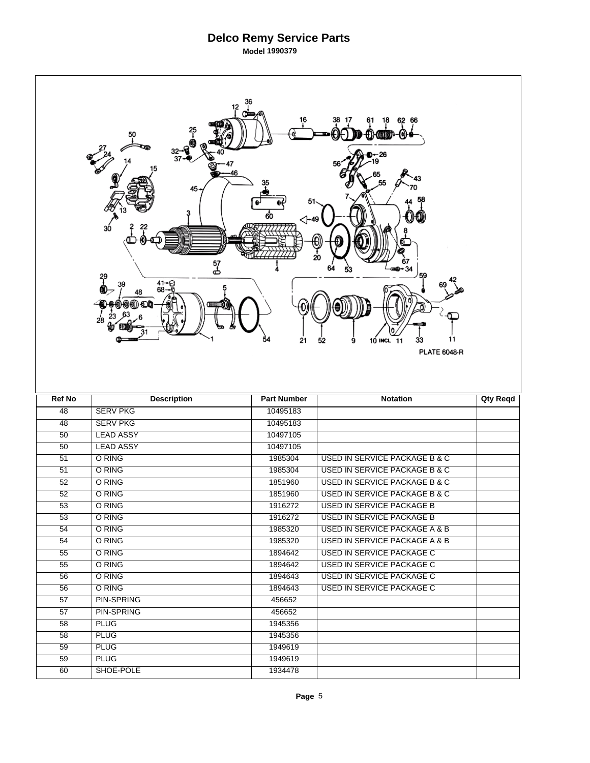# Delco Remy Service Parts

**Model 1990379**

PLATE 6048-R

| Ref No | Description | Part Number | Notation | Qty Reqd |
|---|---|---|---|---|
| 48 | SERV PKG | 10495183 | | |
| 48 | SERV PKG | 10495183 | | |
| 50 | LEAD ASSY | 10497105 | | |
| 50 | LEAD ASSY | 10497105 | | |
| 51 | O RING | 1985304 | USED IN SERVICE PACKAGE B & C | |
| 51 | O RING | 1985304 | USED IN SERVICE PACKAGE B & C | |
| 52 | O RING | 1851960 | USED IN SERVICE PACKAGE B & C | |
| 52 | O RING | 1851960 | USED IN SERVICE PACKAGE B & C | |
| 53 | O RING | 1916272 | USED IN SERVICE PACKAGE B | |
| 53 | O RING | 1916272 | USED IN SERVICE PACKAGE B | |
| 54 | O RING | 1985320 | USED IN SERVICE PACKAGE A & B | |
| 54 | O RING | 1985320 | USED IN SERVICE PACKAGE A & B | |
| 55 | O RING | 1894642 | USED IN SERVICE PACKAGE C | |
| 55 | O RING | 1894642 | USED IN SERVICE PACKAGE C | |
| 56 | O RING | 1894643 | USED IN SERVICE PACKAGE C | |
| 56 | O RING | 1894643 | USED IN SERVICE PACKAGE C | |
| 57 | PIN-SPRING | 456652 | | |
| 57 | PIN-SPRING | 456652 | | |
| 58 | PLUG | 1945356 | | |
| 58 | PLUG | 1945356 | | |
| 59 | PLUG | 1949619 | | |
| 59 | PLUG | 1949619 | | |
| 60 | SHOE-POLE | 1934478 | | |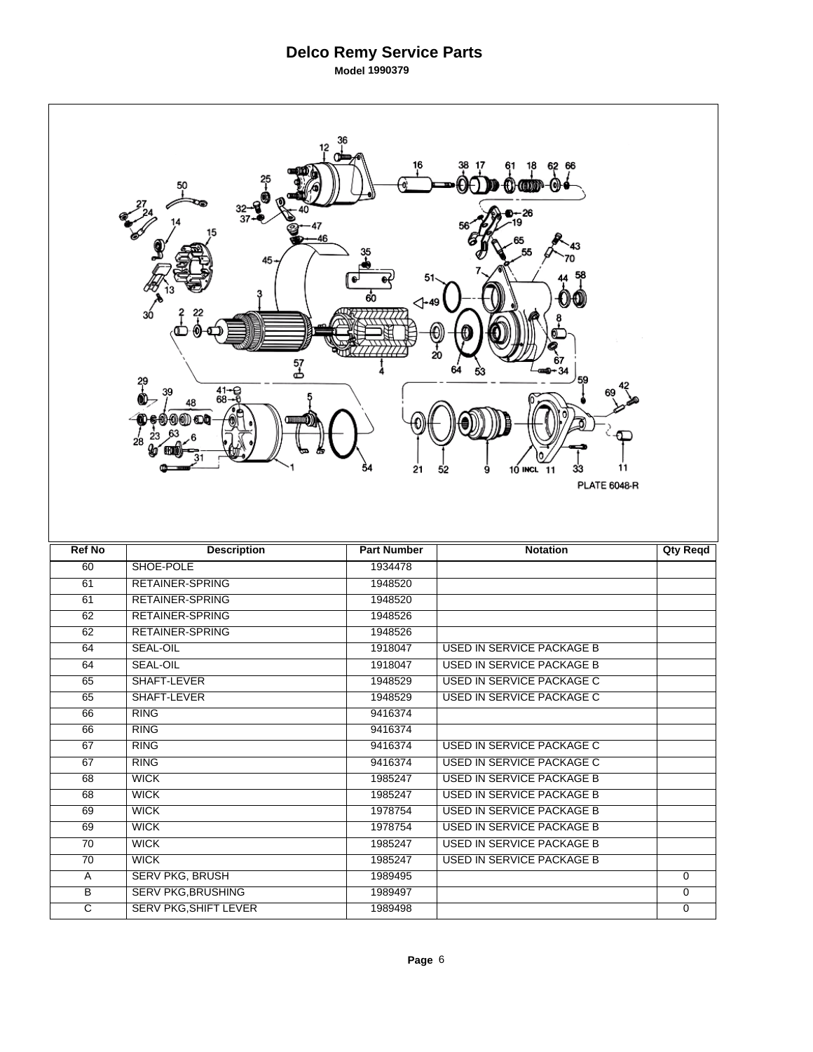# Delco Remy Service Parts

**Model 1990379**

12
36
16
38
17
61
18
62
66
50
25
27
24
32
37
40
26
14
47
56
19
15
46
65
43
55
70
45
35
51
7
44
58
13
60
49
3
30
2
22
8
20
67
57
64
53
34
4
59
29
39
41
68
5
69
42
48
23
63
6
28
31
1
54
21
52
9
10 INCL
11
33
11

PLATE 6048-R

| Ref No | Description | Part Number | Notation | Qty Reqd |
|---|---|---|---|---|
| 60 | SHOE-POLE | 1934478 | | |
| 61 | RETAINER-SPRING | 1948520 | | |
| 61 | RETAINER-SPRING | 1948520 | | |
| 62 | RETAINER-SPRING | 1948526 | | |
| 62 | RETAINER-SPRING | 1948526 | | |
| 64 | SEAL-OIL | 1918047 | USED IN SERVICE PACKAGE B | |
| 64 | SEAL-OIL | 1918047 | USED IN SERVICE PACKAGE B | |
| 65 | SHAFT-LEVER | 1948529 | USED IN SERVICE PACKAGE C | |
| 65 | SHAFT-LEVER | 1948529 | USED IN SERVICE PACKAGE C | |
| 66 | RING | 9416374 | | |
| 66 | RING | 9416374 | | |
| 67 | RING | 9416374 | USED IN SERVICE PACKAGE C | |
| 67 | RING | 9416374 | USED IN SERVICE PACKAGE C | |
| 68 | WICK | 1985247 | USED IN SERVICE PACKAGE B | |
| 68 | WICK | 1985247 | USED IN SERVICE PACKAGE B | |
| 69 | WICK | 1978754 | USED IN SERVICE PACKAGE B | |
| 69 | WICK | 1978754 | USED IN SERVICE PACKAGE B | |
| 70 | WICK | 1985247 | USED IN SERVICE PACKAGE B | |
| 70 | WICK | 1985247 | USED IN SERVICE PACKAGE B | |
| A | SERV PKG, BRUSH | 1989495 | | 0 |
| B | SERV PKG,BRUSHING | 1989497 | | 0 |
| C | SERV PKG,SHIFT LEVER | 1989498 | | 0 |